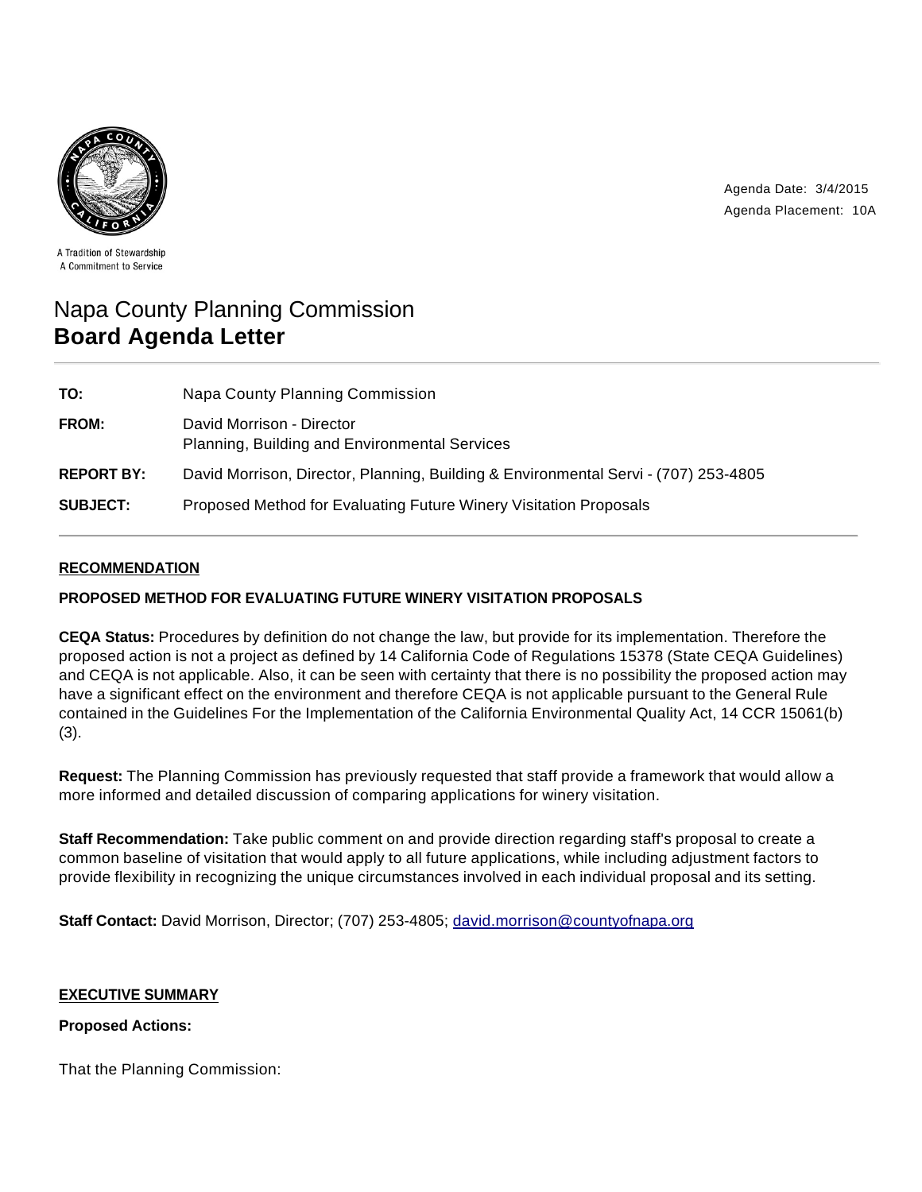A Tradition of Stewardship
A Commitment to Service

Agenda Date: 3/4/2015
Agenda Placement: 10A

# Napa County Planning Commission
# **Board Agenda Letter**

| | |
|---|---|
| **TO:** | Napa County Planning Commission |
| **FROM:** | David Morrison - Director<br>Planning, Building and Environmental Services |
| **REPORT BY:** | David Morrison, Director, Planning, Building & Environmental Servi - (707) 253-4805 |
| **SUBJECT:** | Proposed Method for Evaluating Future Winery Visitation Proposals |

## RECOMMENDATION

**PROPOSED METHOD FOR EVALUATING FUTURE WINERY VISITATION PROPOSALS**

**CEQA Status:** Procedures by definition do not change the law, but provide for its implementation. Therefore the proposed action is not a project as defined by 14 California Code of Regulations 15378 (State CEQA Guidelines) and CEQA is not applicable. Also, it can be seen with certainty that there is no possibility the proposed action may have a significant effect on the environment and therefore CEQA is not applicable pursuant to the General Rule contained in the Guidelines For the Implementation of the California Environmental Quality Act, 14 CCR 15061(b)(3).

**Request:** The Planning Commission has previously requested that staff provide a framework that would allow a more informed and detailed discussion of comparing applications for winery visitation.

**Staff Recommendation:** Take public comment on and provide direction regarding staff's proposal to create a common baseline of visitation that would apply to all future applications, while including adjustment factors to provide flexibility in recognizing the unique circumstances involved in each individual proposal and its setting.

**Staff Contact:** David Morrison, Director; (707) 253-4805; david.morrison@countyofnapa.org

## EXECUTIVE SUMMARY

**Proposed Actions:**

That the Planning Commission: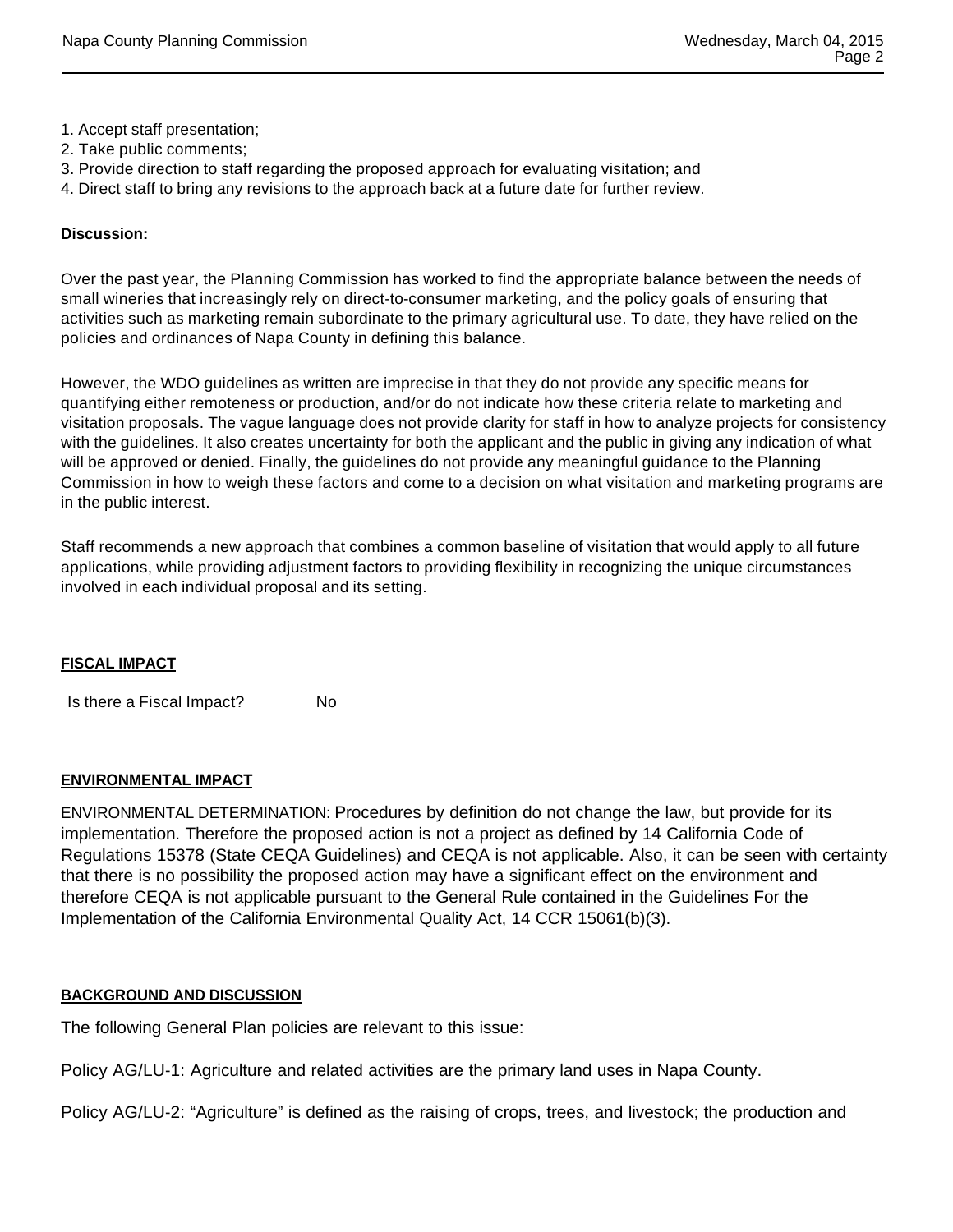1. Accept staff presentation;
2. Take public comments;
3. Provide direction to staff regarding the proposed approach for evaluating visitation; and
4. Direct staff to bring any revisions to the approach back at a future date for further review.

**Discussion:**

Over the past year, the Planning Commission has worked to find the appropriate balance between the needs of small wineries that increasingly rely on direct-to-consumer marketing, and the policy goals of ensuring that activities such as marketing remain subordinate to the primary agricultural use. To date, they have relied on the policies and ordinances of Napa County in defining this balance.

However, the WDO guidelines as written are imprecise in that they do not provide any specific means for quantifying either remoteness or production, and/or do not indicate how these criteria relate to marketing and visitation proposals. The vague language does not provide clarity for staff in how to analyze projects for consistency with the guidelines. It also creates uncertainty for both the applicant and the public in giving any indication of what will be approved or denied. Finally, the guidelines do not provide any meaningful guidance to the Planning Commission in how to weigh these factors and come to a decision on what visitation and marketing programs are in the public interest.

Staff recommends a new approach that combines a common baseline of visitation that would apply to all future applications, while providing adjustment factors to providing flexibility in recognizing the unique circumstances involved in each individual proposal and its setting.

## FISCAL IMPACT

Is there a Fiscal Impact? No

## ENVIRONMENTAL IMPACT

ENVIRONMENTAL DETERMINATION: Procedures by definition do not change the law, but provide for its implementation. Therefore the proposed action is not a project as defined by 14 California Code of Regulations 15378 (State CEQA Guidelines) and CEQA is not applicable. Also, it can be seen with certainty that there is no possibility the proposed action may have a significant effect on the environment and therefore CEQA is not applicable pursuant to the General Rule contained in the Guidelines For the Implementation of the California Environmental Quality Act, 14 CCR 15061(b)(3).

## BACKGROUND AND DISCUSSION

The following General Plan policies are relevant to this issue:

Policy AG/LU-1: Agriculture and related activities are the primary land uses in Napa County.

Policy AG/LU-2: "Agriculture" is defined as the raising of crops, trees, and livestock; the production and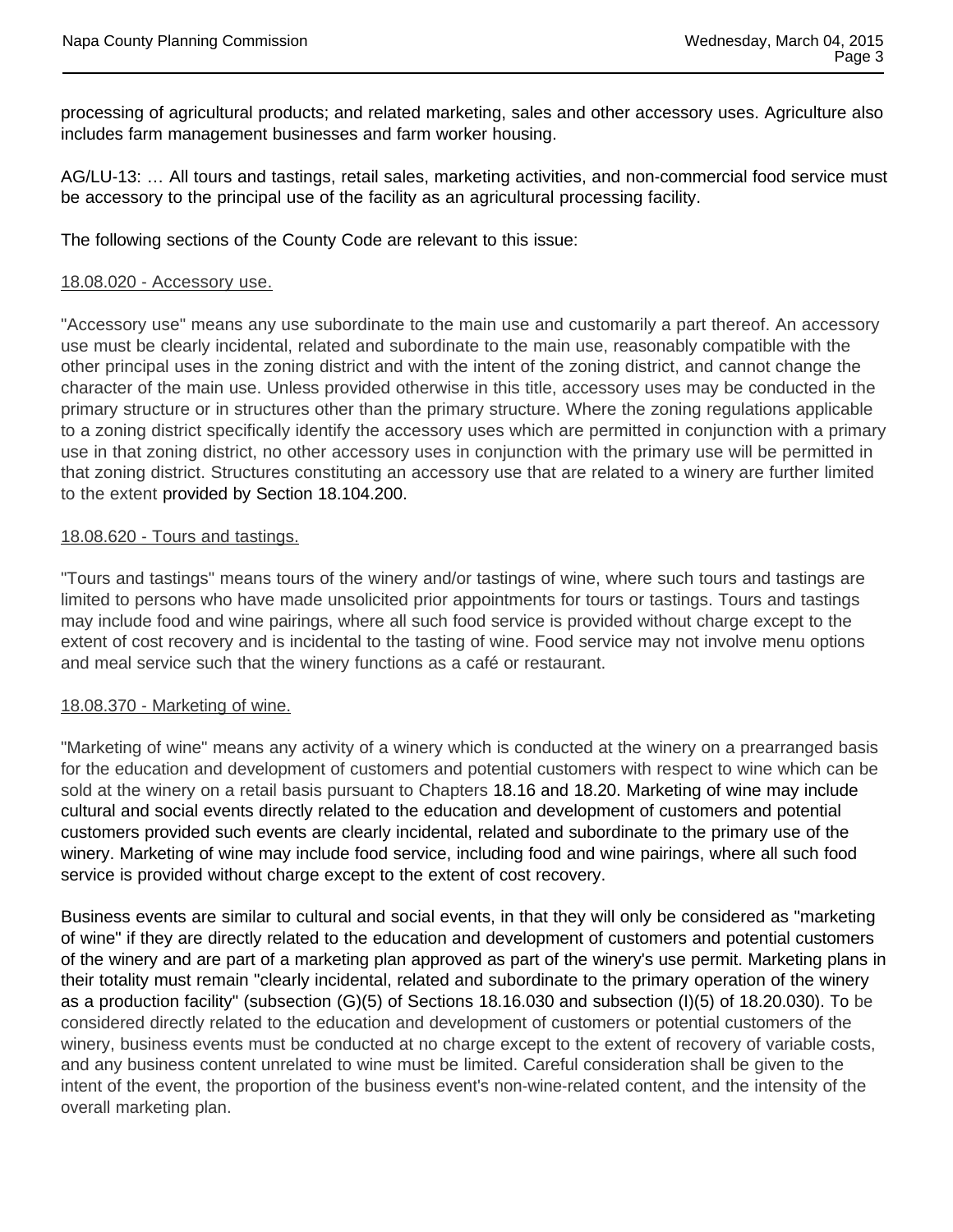processing of agricultural products; and related marketing, sales and other accessory uses. Agriculture also includes farm management businesses and farm worker housing.

AG/LU-13: … All tours and tastings, retail sales, marketing activities, and non-commercial food service must be accessory to the principal use of the facility as an agricultural processing facility.

The following sections of the County Code are relevant to this issue:

18.08.020 - Accessory use.

"Accessory use" means any use subordinate to the main use and customarily a part thereof. An accessory use must be clearly incidental, related and subordinate to the main use, reasonably compatible with the other principal uses in the zoning district and with the intent of the zoning district, and cannot change the character of the main use. Unless provided otherwise in this title, accessory uses may be conducted in the primary structure or in structures other than the primary structure. Where the zoning regulations applicable to a zoning district specifically identify the accessory uses which are permitted in conjunction with a primary use in that zoning district, no other accessory uses in conjunction with the primary use will be permitted in that zoning district. Structures constituting an accessory use that are related to a winery are further limited to the extent provided by Section 18.104.200.

18.08.620 - Tours and tastings.

"Tours and tastings" means tours of the winery and/or tastings of wine, where such tours and tastings are limited to persons who have made unsolicited prior appointments for tours or tastings. Tours and tastings may include food and wine pairings, where all such food service is provided without charge except to the extent of cost recovery and is incidental to the tasting of wine. Food service may not involve menu options and meal service such that the winery functions as a café or restaurant.

18.08.370 - Marketing of wine.

"Marketing of wine" means any activity of a winery which is conducted at the winery on a prearranged basis for the education and development of customers and potential customers with respect to wine which can be sold at the winery on a retail basis pursuant to Chapters 18.16 and 18.20. Marketing of wine may include cultural and social events directly related to the education and development of customers and potential customers provided such events are clearly incidental, related and subordinate to the primary use of the winery. Marketing of wine may include food service, including food and wine pairings, where all such food service is provided without charge except to the extent of cost recovery.

Business events are similar to cultural and social events, in that they will only be considered as "marketing of wine" if they are directly related to the education and development of customers and potential customers of the winery and are part of a marketing plan approved as part of the winery's use permit. Marketing plans in their totality must remain "clearly incidental, related and subordinate to the primary operation of the winery as a production facility" (subsection (G)(5) of Sections 18.16.030 and subsection (I)(5) of 18.20.030). To be considered directly related to the education and development of customers or potential customers of the winery, business events must be conducted at no charge except to the extent of recovery of variable costs, and any business content unrelated to wine must be limited. Careful consideration shall be given to the intent of the event, the proportion of the business event's non-wine-related content, and the intensity of the overall marketing plan.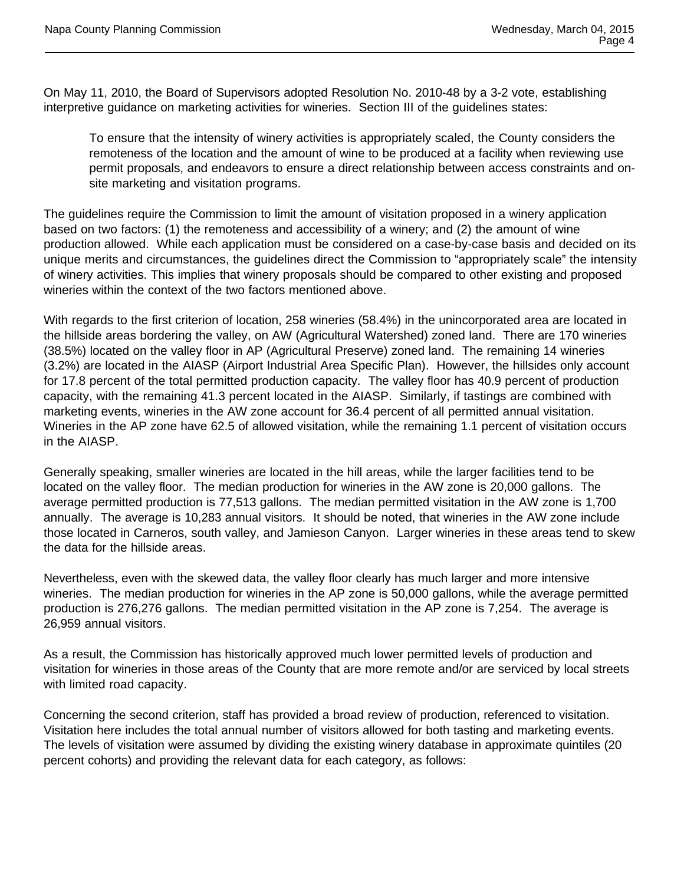On May 11, 2010, the Board of Supervisors adopted Resolution No. 2010-48 by a 3-2 vote, establishing interpretive guidance on marketing activities for wineries. Section III of the guidelines states:

> To ensure that the intensity of winery activities is appropriately scaled, the County considers the remoteness of the location and the amount of wine to be produced at a facility when reviewing use permit proposals, and endeavors to ensure a direct relationship between access constraints and on-site marketing and visitation programs.

The guidelines require the Commission to limit the amount of visitation proposed in a winery application based on two factors: (1) the remoteness and accessibility of a winery; and (2) the amount of wine production allowed. While each application must be considered on a case-by-case basis and decided on its unique merits and circumstances, the guidelines direct the Commission to "appropriately scale" the intensity of winery activities. This implies that winery proposals should be compared to other existing and proposed wineries within the context of the two factors mentioned above.

With regards to the first criterion of location, 258 wineries (58.4%) in the unincorporated area are located in the hillside areas bordering the valley, on AW (Agricultural Watershed) zoned land. There are 170 wineries (38.5%) located on the valley floor in AP (Agricultural Preserve) zoned land. The remaining 14 wineries (3.2%) are located in the AIASP (Airport Industrial Area Specific Plan). However, the hillsides only account for 17.8 percent of the total permitted production capacity. The valley floor has 40.9 percent of production capacity, with the remaining 41.3 percent located in the AIASP. Similarly, if tastings are combined with marketing events, wineries in the AW zone account for 36.4 percent of all permitted annual visitation. Wineries in the AP zone have 62.5 of allowed visitation, while the remaining 1.1 percent of visitation occurs in the AIASP.

Generally speaking, smaller wineries are located in the hill areas, while the larger facilities tend to be located on the valley floor. The median production for wineries in the AW zone is 20,000 gallons. The average permitted production is 77,513 gallons. The median permitted visitation in the AW zone is 1,700 annually. The average is 10,283 annual visitors. It should be noted, that wineries in the AW zone include those located in Carneros, south valley, and Jamieson Canyon. Larger wineries in these areas tend to skew the data for the hillside areas.

Nevertheless, even with the skewed data, the valley floor clearly has much larger and more intensive wineries. The median production for wineries in the AP zone is 50,000 gallons, while the average permitted production is 276,276 gallons. The median permitted visitation in the AP zone is 7,254. The average is 26,959 annual visitors.

As a result, the Commission has historically approved much lower permitted levels of production and visitation for wineries in those areas of the County that are more remote and/or are serviced by local streets with limited road capacity.

Concerning the second criterion, staff has provided a broad review of production, referenced to visitation. Visitation here includes the total annual number of visitors allowed for both tasting and marketing events. The levels of visitation were assumed by dividing the existing winery database in approximate quintiles (20 percent cohorts) and providing the relevant data for each category, as follows: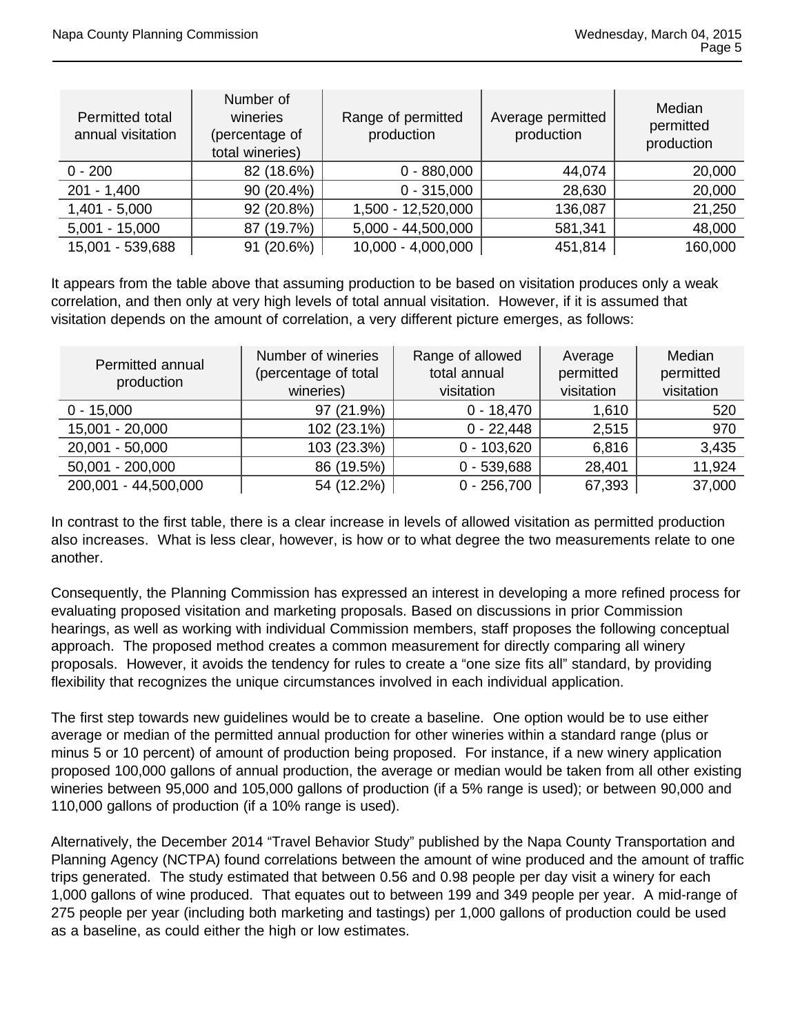| Permitted total annual visitation | Number of wineries (percentage of total wineries) | Range of permitted production | Average permitted production | Median permitted production |
|---|---|---|---|---|
| 0 - 200 | 82 (18.6%) | 0 - 880,000 | 44,074 | 20,000 |
| 201 - 1,400 | 90 (20.4%) | 0 - 315,000 | 28,630 | 20,000 |
| 1,401 - 5,000 | 92 (20.8%) | 1,500 - 12,520,000 | 136,087 | 21,250 |
| 5,001 - 15,000 | 87 (19.7%) | 5,000 - 44,500,000 | 581,341 | 48,000 |
| 15,001 - 539,688 | 91 (20.6%) | 10,000 - 4,000,000 | 451,814 | 160,000 |

It appears from the table above that assuming production to be based on visitation produces only a weak correlation, and then only at very high levels of total annual visitation. However, if it is assumed that visitation depends on the amount of correlation, a very different picture emerges, as follows:

| Permitted annual production | Number of wineries (percentage of total wineries) | Range of allowed total annual visitation | Average permitted visitation | Median permitted visitation |
|---|---|---|---|---|
| 0 - 15,000 | 97 (21.9%) | 0 - 18,470 | 1,610 | 520 |
| 15,001 - 20,000 | 102 (23.1%) | 0 - 22,448 | 2,515 | 970 |
| 20,001 - 50,000 | 103 (23.3%) | 0 - 103,620 | 6,816 | 3,435 |
| 50,001 - 200,000 | 86 (19.5%) | 0 - 539,688 | 28,401 | 11,924 |
| 200,001 - 44,500,000 | 54 (12.2%) | 0 - 256,700 | 67,393 | 37,000 |

In contrast to the first table, there is a clear increase in levels of allowed visitation as permitted production also increases. What is less clear, however, is how or to what degree the two measurements relate to one another.

Consequently, the Planning Commission has expressed an interest in developing a more refined process for evaluating proposed visitation and marketing proposals. Based on discussions in prior Commission hearings, as well as working with individual Commission members, staff proposes the following conceptual approach. The proposed method creates a common measurement for directly comparing all winery proposals. However, it avoids the tendency for rules to create a "one size fits all" standard, by providing flexibility that recognizes the unique circumstances involved in each individual application.

The first step towards new guidelines would be to create a baseline. One option would be to use either average or median of the permitted annual production for other wineries within a standard range (plus or minus 5 or 10 percent) of amount of production being proposed. For instance, if a new winery application proposed 100,000 gallons of annual production, the average or median would be taken from all other existing wineries between 95,000 and 105,000 gallons of production (if a 5% range is used); or between 90,000 and 110,000 gallons of production (if a 10% range is used).

Alternatively, the December 2014 "Travel Behavior Study" published by the Napa County Transportation and Planning Agency (NCTPA) found correlations between the amount of wine produced and the amount of traffic trips generated. The study estimated that between 0.56 and 0.98 people per day visit a winery for each 1,000 gallons of wine produced. That equates out to between 199 and 349 people per year. A mid-range of 275 people per year (including both marketing and tastings) per 1,000 gallons of production could be used as a baseline, as could either the high or low estimates.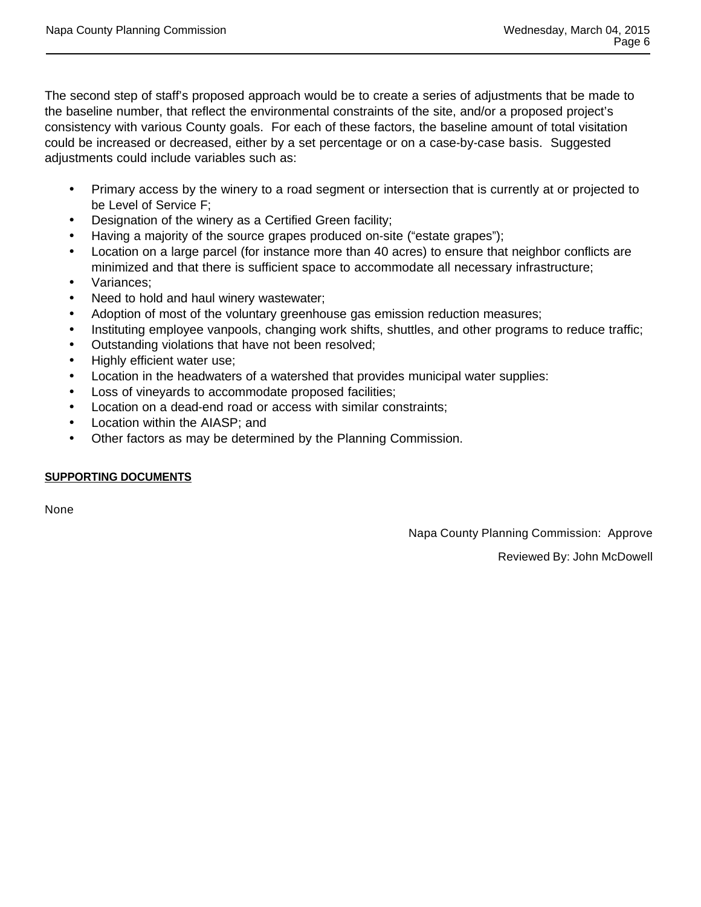The second step of staff's proposed approach would be to create a series of adjustments that be made to the baseline number, that reflect the environmental constraints of the site, and/or a proposed project's consistency with various County goals. For each of these factors, the baseline amount of total visitation could be increased or decreased, either by a set percentage or on a case-by-case basis. Suggested adjustments could include variables such as:

- Primary access by the winery to a road segment or intersection that is currently at or projected to be Level of Service F;
- Designation of the winery as a Certified Green facility;
- Having a majority of the source grapes produced on-site ("estate grapes");
- Location on a large parcel (for instance more than 40 acres) to ensure that neighbor conflicts are minimized and that there is sufficient space to accommodate all necessary infrastructure;
- Variances;
- Need to hold and haul winery wastewater;
- Adoption of most of the voluntary greenhouse gas emission reduction measures;
- Instituting employee vanpools, changing work shifts, shuttles, and other programs to reduce traffic;
- Outstanding violations that have not been resolved;
- Highly efficient water use;
- Location in the headwaters of a watershed that provides municipal water supplies:
- Loss of vineyards to accommodate proposed facilities;
- Location on a dead-end road or access with similar constraints;
- Location within the AIASP; and
- Other factors as may be determined by the Planning Commission.

**SUPPORTING DOCUMENTS**

None

Napa County Planning Commission: Approve

Reviewed By: John McDowell